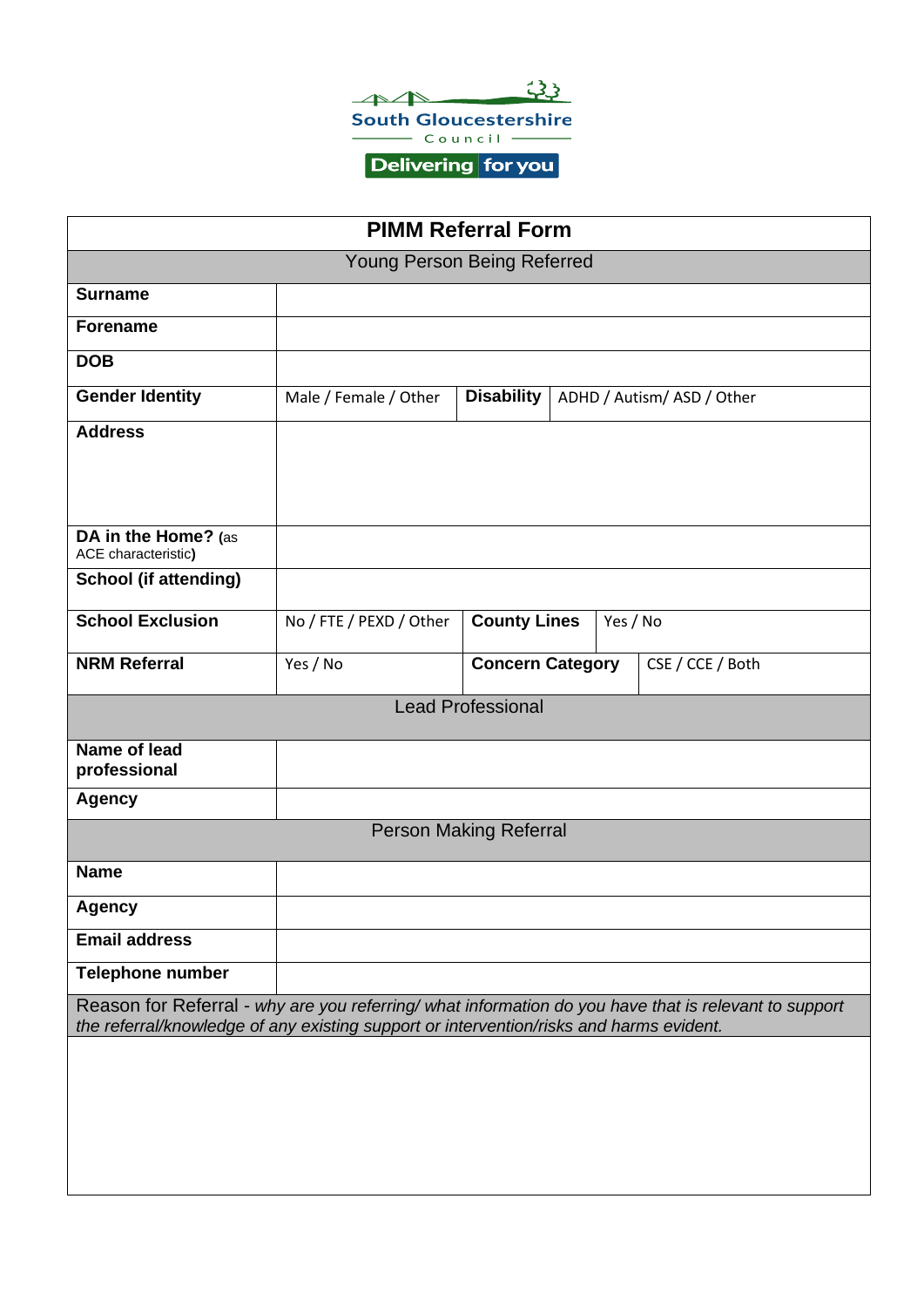South Gloucestershire Council

Delivering for you

# PIMM Referral Form

| Young Person Being Referred | | | |
|---|---|---|---|
| **Surname** | | | |
| **Forename** | | | |
| **DOB** | | | |
| **Gender Identity** | Male / Female / Other | **Disability** | ADHD / Autism/ ASD / Other |
| **Address** | | | |
| **DA in the Home?** (as ACE characteristic) | | | |
| **School (if attending)** | | | |
| **School Exclusion** | No / FTE / PEXD / Other | **County Lines** | Yes / No |
| **NRM Referral** | Yes / No | **Concern Category** | CSE / CCE / Both |

| Lead Professional | |
|---|---|
| **Name of lead professional** | |
| **Agency** | |

| Person Making Referral | |
|---|---|
| **Name** | |
| **Agency** | |
| **Email address** | |
| **Telephone number** | |

Reason for Referral - *why are you referring/ what information do you have that is relevant to support the referral/knowledge of any existing support or intervention/risks and harms evident.*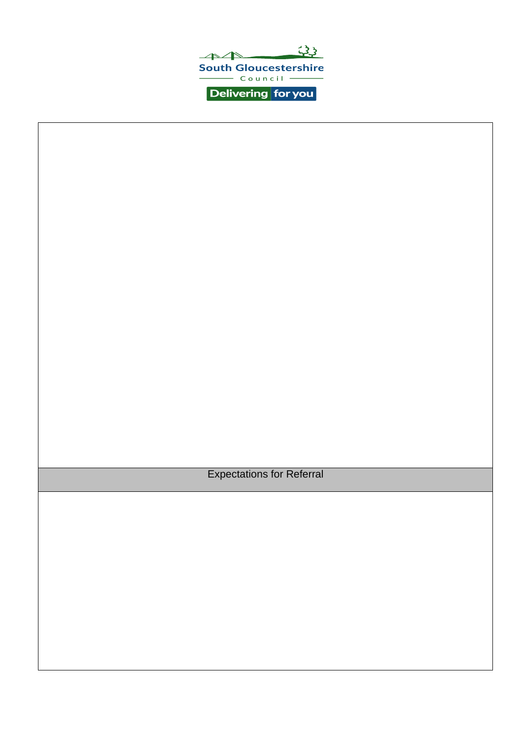South Gloucestershire Council

Delivering for you

| Expectations for Referral |
| --- |
| |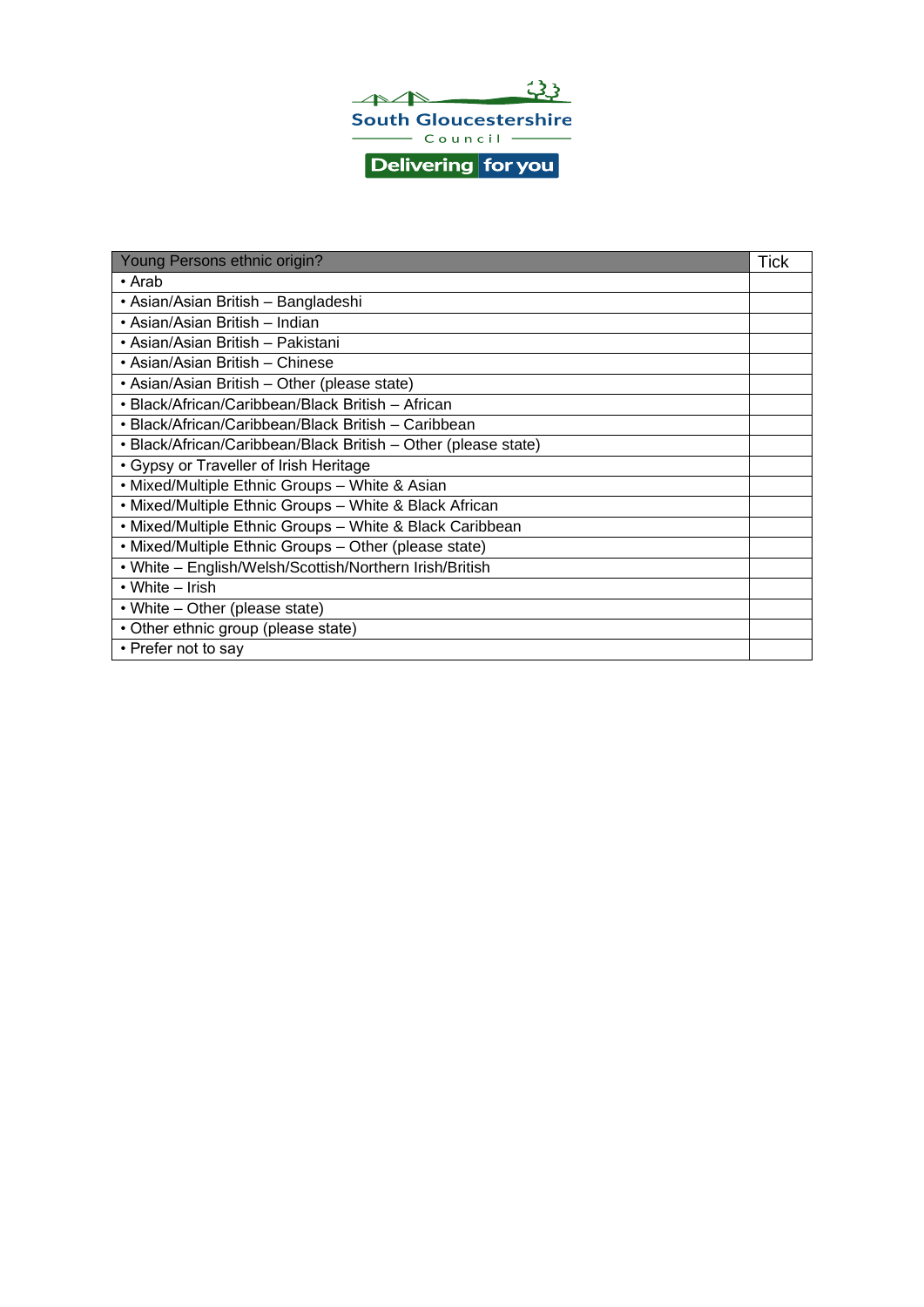South Gloucestershire Council

Delivering for you

| Young Persons ethnic origin? | Tick |
| --- | --- |
| • Arab | |
| • Asian/Asian British – Bangladeshi | |
| • Asian/Asian British – Indian | |
| • Asian/Asian British – Pakistani | |
| • Asian/Asian British – Chinese | |
| • Asian/Asian British – Other (please state) | |
| • Black/African/Caribbean/Black British – African | |
| • Black/African/Caribbean/Black British – Caribbean | |
| • Black/African/Caribbean/Black British – Other (please state) | |
| • Gypsy or Traveller of Irish Heritage | |
| • Mixed/Multiple Ethnic Groups – White & Asian | |
| • Mixed/Multiple Ethnic Groups – White & Black African | |
| • Mixed/Multiple Ethnic Groups – White & Black Caribbean | |
| • Mixed/Multiple Ethnic Groups – Other (please state) | |
| • White – English/Welsh/Scottish/Northern Irish/British | |
| • White – Irish | |
| • White – Other (please state) | |
| • Other ethnic group (please state) | |
| • Prefer not to say | |